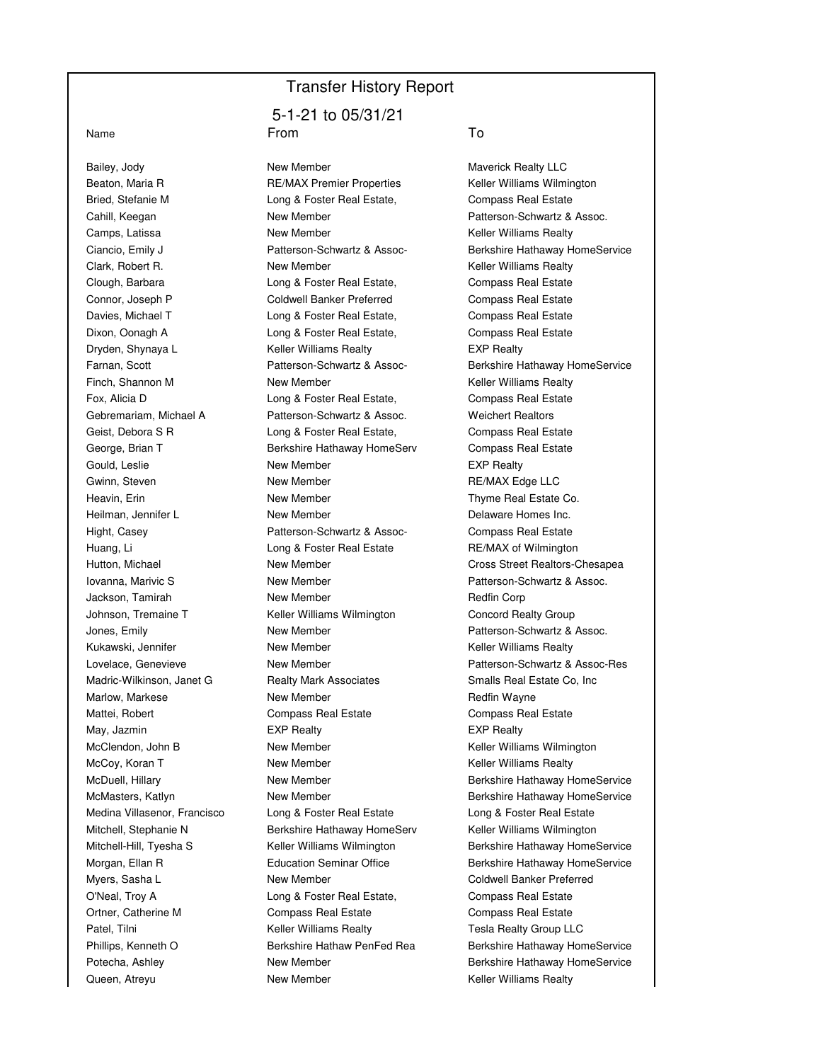# Transfer History Report

## 5-1-21 to 05/31/21

| Name | From | To |
|---|---|---|
| Bailey, Jody | New Member | Maverick Realty LLC |
| Beaton, Maria R | RE/MAX Premier Properties | Keller Williams Wilmington |
| Bried, Stefanie M | Long & Foster Real Estate, | Compass Real Estate |
| Cahill, Keegan | New Member | Patterson-Schwartz & Assoc. |
| Camps, Latissa | New Member | Keller Williams Realty |
| Ciancio, Emily J | Patterson-Schwartz & Assoc- | Berkshire Hathaway HomeService |
| Clark, Robert R. | New Member | Keller Williams Realty |
| Clough, Barbara | Long & Foster Real Estate, | Compass Real Estate |
| Connor, Joseph P | Coldwell Banker Preferred | Compass Real Estate |
| Davies, Michael T | Long & Foster Real Estate, | Compass Real Estate |
| Dixon, Oonagh A | Long & Foster Real Estate, | Compass Real Estate |
| Dryden, Shynaya L | Keller Williams Realty | EXP Realty |
| Farnan, Scott | Patterson-Schwartz & Assoc- | Berkshire Hathaway HomeService |
| Finch, Shannon M | New Member | Keller Williams Realty |
| Fox, Alicia D | Long & Foster Real Estate, | Compass Real Estate |
| Gebremariam, Michael A | Patterson-Schwartz & Assoc. | Weichert Realtors |
| Geist, Debora S R | Long & Foster Real Estate, | Compass Real Estate |
| George, Brian T | Berkshire Hathaway HomeServ | Compass Real Estate |
| Gould, Leslie | New Member | EXP Realty |
| Gwinn, Steven | New Member | RE/MAX Edge LLC |
| Heavin, Erin | New Member | Thyme Real Estate Co. |
| Heilman, Jennifer L | New Member | Delaware Homes Inc. |
| Hight, Casey | Patterson-Schwartz & Assoc- | Compass Real Estate |
| Huang, Li | Long & Foster Real Estate | RE/MAX of Wilmington |
| Hutton, Michael | New Member | Cross Street Realtors-Chesapea |
| Iovanna, Marivic S | New Member | Patterson-Schwartz & Assoc. |
| Jackson, Tamirah | New Member | Redfin Corp |
| Johnson, Tremaine T | Keller Williams Wilmington | Concord Realty Group |
| Jones, Emily | New Member | Patterson-Schwartz & Assoc. |
| Kukawski, Jennifer | New Member | Keller Williams Realty |
| Lovelace, Genevieve | New Member | Patterson-Schwartz & Assoc-Res |
| Madric-Wilkinson, Janet G | Realty Mark Associates | Smalls Real Estate Co, Inc |
| Marlow, Markese | New Member | Redfin Wayne |
| Mattei, Robert | Compass Real Estate | Compass Real Estate |
| May, Jazmin | EXP Realty | EXP Realty |
| McClendon, John B | New Member | Keller Williams Wilmington |
| McCoy, Koran T | New Member | Keller Williams Realty |
| McDuell, Hillary | New Member | Berkshire Hathaway HomeService |
| McMasters, Katlyn | New Member | Berkshire Hathaway HomeService |
| Medina Villasenor, Francisco | Long & Foster Real Estate | Long & Foster Real Estate |
| Mitchell, Stephanie N | Berkshire Hathaway HomeServ | Keller Williams Wilmington |
| Mitchell-Hill, Tyesha S | Keller Williams Wilmington | Berkshire Hathaway HomeService |
| Morgan, Ellan R | Education Seminar Office | Berkshire Hathaway HomeService |
| Myers, Sasha L | New Member | Coldwell Banker Preferred |
| O'Neal, Troy A | Long & Foster Real Estate, | Compass Real Estate |
| Ortner, Catherine M | Compass Real Estate | Compass Real Estate |
| Patel, Tilni | Keller Williams Realty | Tesla Realty Group LLC |
| Phillips, Kenneth O | Berkshire Hathaw PenFed Rea | Berkshire Hathaway HomeService |
| Potecha, Ashley | New Member | Berkshire Hathaway HomeService |
| Queen, Atreyu | New Member | Keller Williams Realty |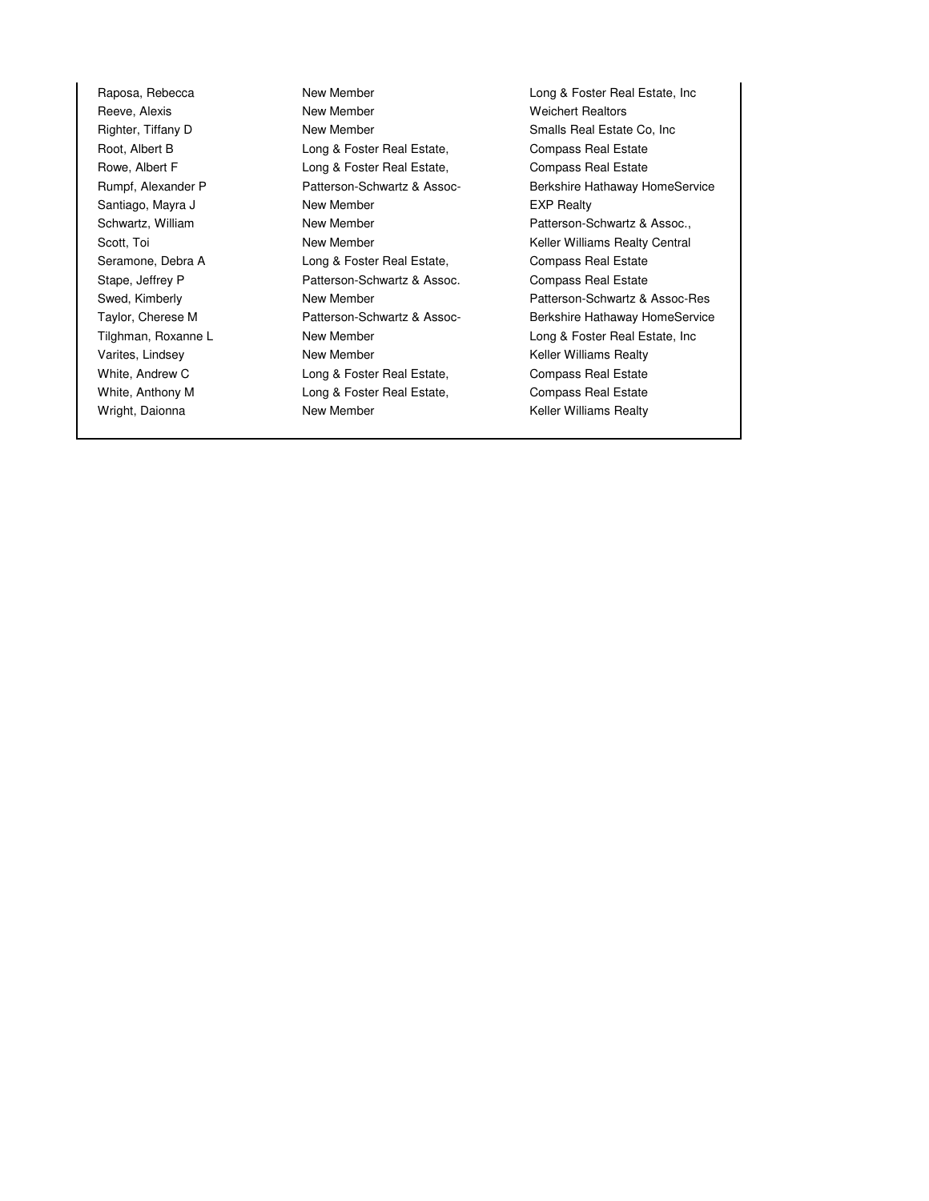| | | |
|---|---|---|
| Raposa, Rebecca | New Member | Long & Foster Real Estate, Inc |
| Reeve, Alexis | New Member | Weichert Realtors |
| Righter, Tiffany D | New Member | Smalls Real Estate Co, Inc |
| Root, Albert B | Long & Foster Real Estate, | Compass Real Estate |
| Rowe, Albert F | Long & Foster Real Estate, | Compass Real Estate |
| Rumpf, Alexander P | Patterson-Schwartz & Assoc- | Berkshire Hathaway HomeService |
| Santiago, Mayra J | New Member | EXP Realty |
| Schwartz, William | New Member | Patterson-Schwartz & Assoc., |
| Scott, Toi | New Member | Keller Williams Realty Central |
| Seramone, Debra A | Long & Foster Real Estate, | Compass Real Estate |
| Stape, Jeffrey P | Patterson-Schwartz & Assoc. | Compass Real Estate |
| Swed, Kimberly | New Member | Patterson-Schwartz & Assoc-Res |
| Taylor, Cherese M | Patterson-Schwartz & Assoc- | Berkshire Hathaway HomeService |
| Tilghman, Roxanne L | New Member | Long & Foster Real Estate, Inc |
| Varites, Lindsey | New Member | Keller Williams Realty |
| White, Andrew C | Long & Foster Real Estate, | Compass Real Estate |
| White, Anthony M | Long & Foster Real Estate, | Compass Real Estate |
| Wright, Daionna | New Member | Keller Williams Realty |